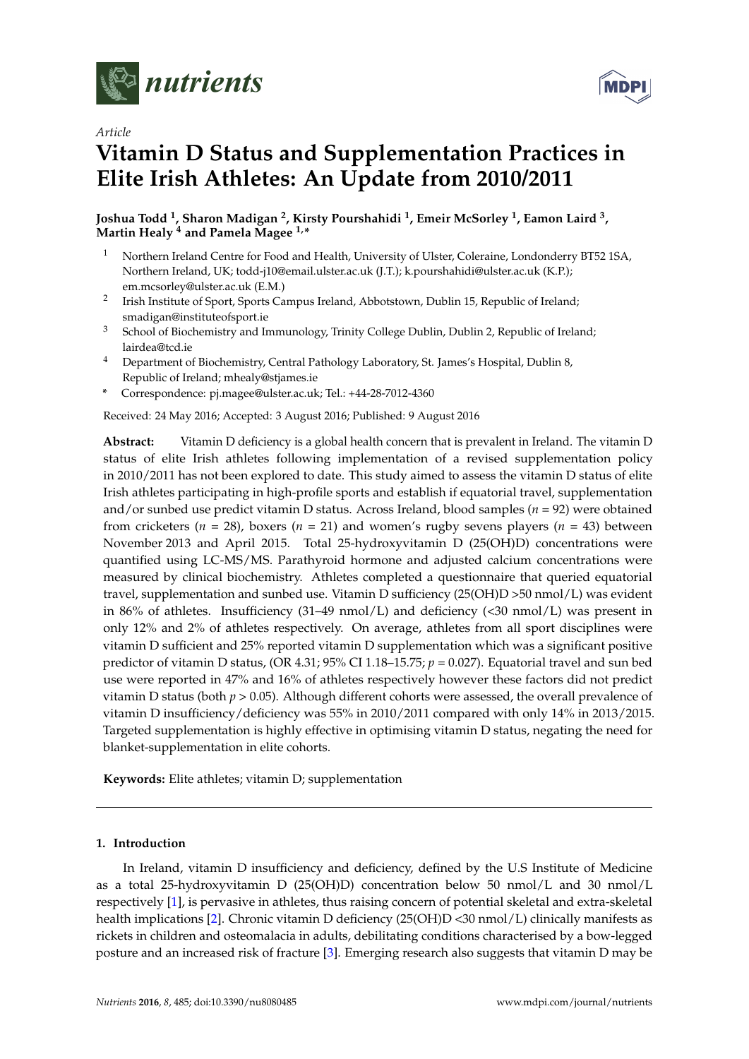*Article*

# Vitamin D Status and Supplementation Practices in Elite Irish Athletes: An Update from 2010/2011

**Joshua Todd [1], Sharon Madigan [2], Kirsty Pourshahidi [1], Emeir McSorley [1], Eamon Laird [3], Martin Healy [4] and Pamela Magee [1,*]**

1. Northern Ireland Centre for Food and Health, University of Ulster, Coleraine, Londonderry BT52 1SA, Northern Ireland, UK; todd-j10@email.ulster.ac.uk (J.T.); k.pourshahidi@ulster.ac.uk (K.P.); em.mcsorley@ulster.ac.uk (E.M.)
2. Irish Institute of Sport, Sports Campus Ireland, Abbotstown, Dublin 15, Republic of Ireland; smadigan@instituteofsport.ie
3. School of Biochemistry and Immunology, Trinity College Dublin, Dublin 2, Republic of Ireland; lairdea@tcd.ie
4. Department of Biochemistry, Central Pathology Laboratory, St. James's Hospital, Dublin 8, Republic of Ireland; mhealy@stjames.ie

\* Correspondence: pj.magee@ulster.ac.uk; Tel.: +44-28-7012-4360

Received: 24 May 2016; Accepted: 3 August 2016; Published: 9 August 2016

**Abstract:** Vitamin D deficiency is a global health concern that is prevalent in Ireland. The vitamin D status of elite Irish athletes following implementation of a revised supplementation policy in 2010/2011 has not been explored to date. This study aimed to assess the vitamin D status of elite Irish athletes participating in high-profile sports and establish if equatorial travel, supplementation and/or sunbed use predict vitamin D status. Across Ireland, blood samples ($n$ = 92) were obtained from cricketers ($n$ = 28), boxers ($n$ = 21) and women's rugby sevens players ($n$ = 43) between November 2013 and April 2015. Total 25-hydroxyvitamin D (25(OH)D) concentrations were quantified using LC-MS/MS. Parathyroid hormone and adjusted calcium concentrations were measured by clinical biochemistry. Athletes completed a questionnaire that queried equatorial travel, supplementation and sunbed use. Vitamin D sufficiency (25(OH)D >50 nmol/L) was evident in 86% of athletes. Insufficiency (31–49 nmol/L) and deficiency (<30 nmol/L) was present in only 12% and 2% of athletes respectively. On average, athletes from all sport disciplines were vitamin D sufficient and 25% reported vitamin D supplementation which was a significant positive predictor of vitamin D status, (OR 4.31; 95% CI 1.18–15.75; $p$ = 0.027). Equatorial travel and sun bed use were reported in 47% and 16% of athletes respectively however these factors did not predict vitamin D status (both $p > 0.05$). Although different cohorts were assessed, the overall prevalence of vitamin D insufficiency/deficiency was 55% in 2010/2011 compared with only 14% in 2013/2015. Targeted supplementation is highly effective in optimising vitamin D status, negating the need for blanket-supplementation in elite cohorts.

**Keywords:** Elite athletes; vitamin D; supplementation

## 1. Introduction

In Ireland, vitamin D insufficiency and deficiency, defined by the U.S Institute of Medicine as a total 25-hydroxyvitamin D (25(OH)D) concentration below 50 nmol/L and 30 nmol/L respectively [1], is pervasive in athletes, thus raising concern of potential skeletal and extra-skeletal health implications [2]. Chronic vitamin D deficiency (25(OH)D <30 nmol/L) clinically manifests as rickets in children and osteomalacia in adults, debilitating conditions characterised by a bow-legged posture and an increased risk of fracture [3]. Emerging research also suggests that vitamin D may be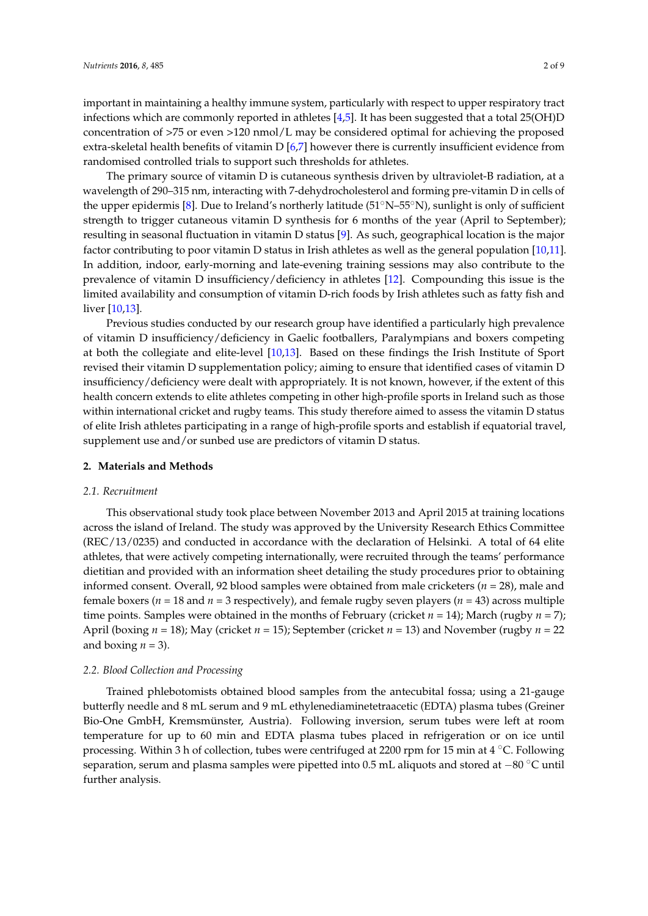important in maintaining a healthy immune system, particularly with respect to upper respiratory tract infections which are commonly reported in athletes [4,5]. It has been suggested that a total 25(OH)D concentration of >75 or even >120 nmol/L may be considered optimal for achieving the proposed extra-skeletal health benefits of vitamin D [6,7] however there is currently insufficient evidence from randomised controlled trials to support such thresholds for athletes.

The primary source of vitamin D is cutaneous synthesis driven by ultraviolet-B radiation, at a wavelength of 290–315 nm, interacting with 7-dehydrocholesterol and forming pre-vitamin D in cells of the upper epidermis [8]. Due to Ireland's northerly latitude (51°N–55°N), sunlight is only of sufficient strength to trigger cutaneous vitamin D synthesis for 6 months of the year (April to September); resulting in seasonal fluctuation in vitamin D status [9]. As such, geographical location is the major factor contributing to poor vitamin D status in Irish athletes as well as the general population [10,11]. In addition, indoor, early-morning and late-evening training sessions may also contribute to the prevalence of vitamin D insufficiency/deficiency in athletes [12]. Compounding this issue is the limited availability and consumption of vitamin D-rich foods by Irish athletes such as fatty fish and liver [10,13].

Previous studies conducted by our research group have identified a particularly high prevalence of vitamin D insufficiency/deficiency in Gaelic footballers, Paralympians and boxers competing at both the collegiate and elite-level [10,13]. Based on these findings the Irish Institute of Sport revised their vitamin D supplementation policy; aiming to ensure that identified cases of vitamin D insufficiency/deficiency were dealt with appropriately. It is not known, however, if the extent of this health concern extends to elite athletes competing in other high-profile sports in Ireland such as those within international cricket and rugby teams. This study therefore aimed to assess the vitamin D status of elite Irish athletes participating in a range of high-profile sports and establish if equatorial travel, supplement use and/or sunbed use are predictors of vitamin D status.

## 2. Materials and Methods

### 2.1. Recruitment

This observational study took place between November 2013 and April 2015 at training locations across the island of Ireland. The study was approved by the University Research Ethics Committee (REC/13/0235) and conducted in accordance with the declaration of Helsinki. A total of 64 elite athletes, that were actively competing internationally, were recruited through the teams' performance dietitian and provided with an information sheet detailing the study procedures prior to obtaining informed consent. Overall, 92 blood samples were obtained from male cricketers ($n$ = 28), male and female boxers ($n$ = 18 and $n$ = 3 respectively), and female rugby seven players ($n$ = 43) across multiple time points. Samples were obtained in the months of February (cricket $n$ = 14); March (rugby $n$ = 7); April (boxing $n$ = 18); May (cricket $n$ = 15); September (cricket $n$ = 13) and November (rugby $n$ = 22 and boxing $n$ = 3).

### 2.2. Blood Collection and Processing

Trained phlebotomists obtained blood samples from the antecubital fossa; using a 21-gauge butterfly needle and 8 mL serum and 9 mL ethylenediaminetetraacetic (EDTA) plasma tubes (Greiner Bio-One GmbH, Kremsmünster, Austria). Following inversion, serum tubes were left at room temperature for up to 60 min and EDTA plasma tubes placed in refrigeration or on ice until processing. Within 3 h of collection, tubes were centrifuged at 2200 rpm for 15 min at 4 °C. Following separation, serum and plasma samples were pipetted into 0.5 mL aliquots and stored at −80 °C until further analysis.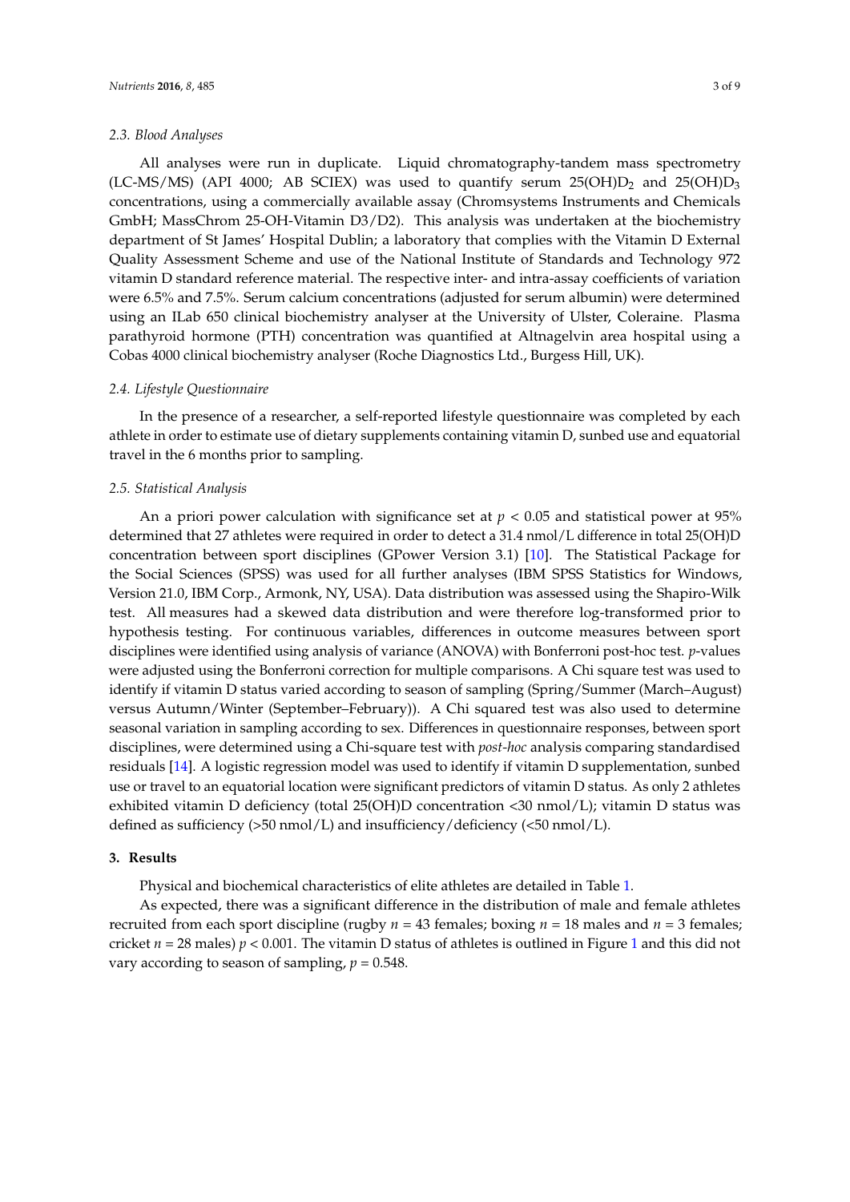### 2.3. Blood Analyses

All analyses were run in duplicate. Liquid chromatography-tandem mass spectrometry (LC-MS/MS) (API 4000; AB SCIEX) was used to quantify serum $25(OH)D_2$ and $25(OH)D_3$ concentrations, using a commercially available assay (Chromsystems Instruments and Chemicals GmbH; MassChrom 25-OH-Vitamin D3/D2). This analysis was undertaken at the biochemistry department of St James' Hospital Dublin; a laboratory that complies with the Vitamin D External Quality Assessment Scheme and use of the National Institute of Standards and Technology 972 vitamin D standard reference material. The respective inter- and intra-assay coefficients of variation were 6.5% and 7.5%. Serum calcium concentrations (adjusted for serum albumin) were determined using an ILab 650 clinical biochemistry analyser at the University of Ulster, Coleraine. Plasma parathyroid hormone (PTH) concentration was quantified at Altnagelvin area hospital using a Cobas 4000 clinical biochemistry analyser (Roche Diagnostics Ltd., Burgess Hill, UK).

### 2.4. Lifestyle Questionnaire

In the presence of a researcher, a self-reported lifestyle questionnaire was completed by each athlete in order to estimate use of dietary supplements containing vitamin D, sunbed use and equatorial travel in the 6 months prior to sampling.

### 2.5. Statistical Analysis

An a priori power calculation with significance set at $p < 0.05$ and statistical power at 95% determined that 27 athletes were required in order to detect a 31.4 nmol/L difference in total 25(OH)D concentration between sport disciplines (GPower Version 3.1) [10]. The Statistical Package for the Social Sciences (SPSS) was used for all further analyses (IBM SPSS Statistics for Windows, Version 21.0, IBM Corp., Armonk, NY, USA). Data distribution was assessed using the Shapiro-Wilk test. All measures had a skewed data distribution and were therefore log-transformed prior to hypothesis testing. For continuous variables, differences in outcome measures between sport disciplines were identified using analysis of variance (ANOVA) with Bonferroni post-hoc test. *p*-values were adjusted using the Bonferroni correction for multiple comparisons. A Chi square test was used to identify if vitamin D status varied according to season of sampling (Spring/Summer (March–August) versus Autumn/Winter (September–February)). A Chi squared test was also used to determine seasonal variation in sampling according to sex. Differences in questionnaire responses, between sport disciplines, were determined using a Chi-square test with *post-hoc* analysis comparing standardised residuals [14]. A logistic regression model was used to identify if vitamin D supplementation, sunbed use or travel to an equatorial location were significant predictors of vitamin D status. As only 2 athletes exhibited vitamin D deficiency (total 25(OH)D concentration <30 nmol/L); vitamin D status was defined as sufficiency (>50 nmol/L) and insufficiency/deficiency (<50 nmol/L).

## 3. Results

Physical and biochemical characteristics of elite athletes are detailed in Table 1.

As expected, there was a significant difference in the distribution of male and female athletes recruited from each sport discipline (rugby $n = 43$ females; boxing $n = 18$ males and $n = 3$ females; cricket $n = 28$ males) $p < 0.001$. The vitamin D status of athletes is outlined in Figure 1 and this did not vary according to season of sampling, $p = 0.548$.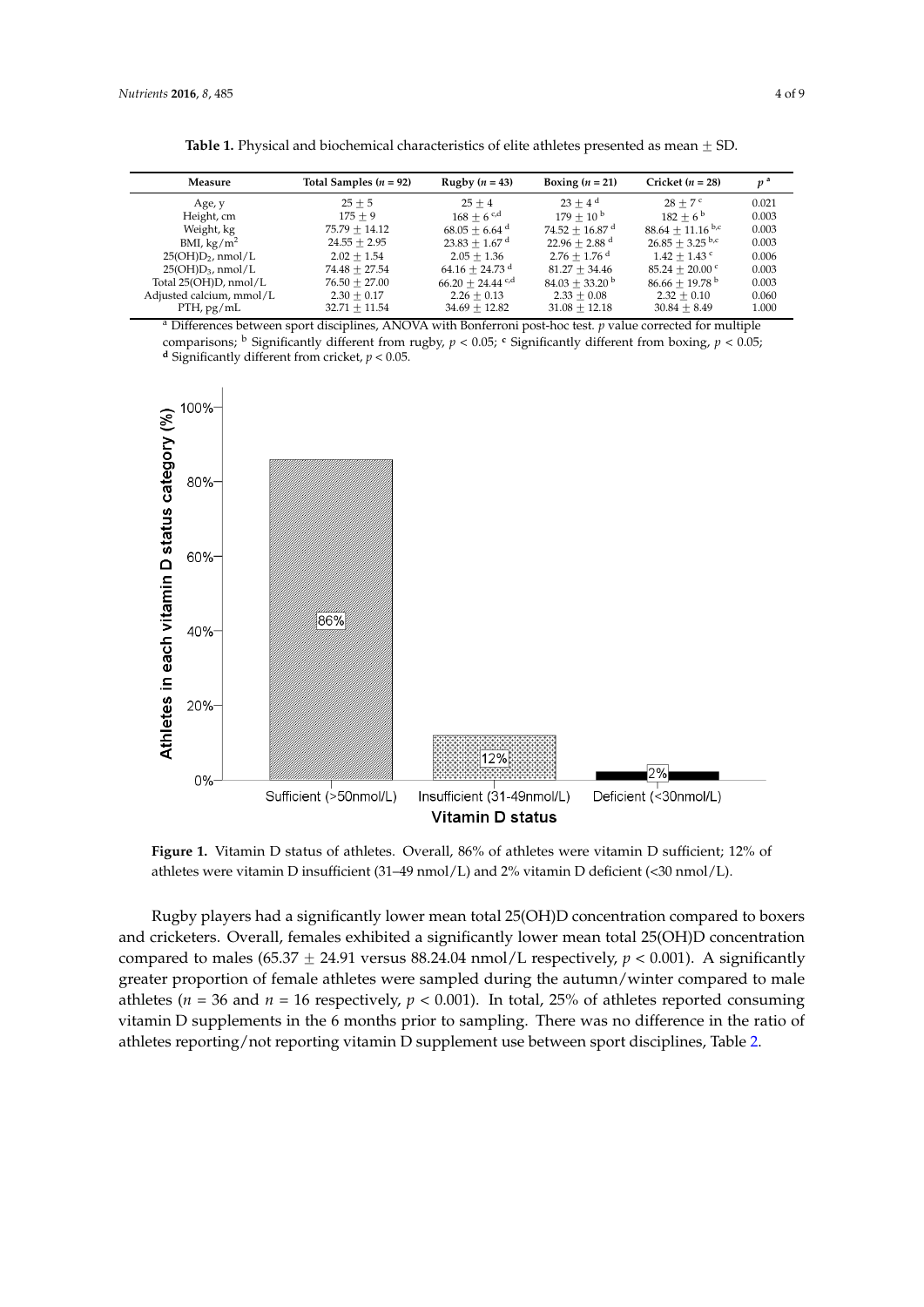**Table 1.** Physical and biochemical characteristics of elite athletes presented as mean ± SD.

| Measure | Total Samples ($n$ = 92) | Rugby ($n$ = 43) | Boxing ($n$ = 21) | Cricket ($n$ = 28) | $p$ [a] |
|---|---|---|---|---|---|
| Age, y | 25 ± 5 | 25 ± 4 | 23 ± 4 [d] | 28 ± 7 [c] | 0.021 |
| Height, cm | 175 ± 9 | 168 ± 6 [c,d] | 179 ± 10 [b] | 182 ± 6 [b] | 0.003 |
| Weight, kg | 75.79 ± 14.12 | 68.05 ± 6.64 [d] | 74.52 ± 16.87 [d] | 88.64 ± 11.16 [b,c] | 0.003 |
| BMI, kg/m$^2$ | 24.55 ± 2.95 | 23.83 ± 1.67 [d] | 22.96 ± 2.88 [d] | 26.85 ± 3.25 [b,c] | 0.003 |
| 25(OH)$D_2$, nmol/L | 2.02 ± 1.54 | 2.05 ± 1.36 | 2.76 ± 1.76 [d] | 1.42 ± 1.43 [c] | 0.006 |
| 25(OH)$D_3$, nmol/L | 74.48 ± 27.54 | 64.16 ± 24.73 [d] | 81.27 ± 34.46 | 85.24 ± 20.00 [c] | 0.003 |
| Total 25(OH)D, nmol/L | 76.50 ± 27.00 | 66.20 ± 24.44 [c,d] | 84.03 ± 33.20 [b] | 86.66 ± 19.78 [b] | 0.003 |
| Adjusted calcium, mmol/L | 2.30 ± 0.17 | 2.26 ± 0.13 | 2.33 ± 0.08 | 2.32 ± 0.10 | 0.060 |
| PTH, pg/mL | 32.71 ± 11.54 | 34.69 ± 12.82 | 31.08 ± 12.18 | 30.84 ± 8.49 | 1.000 |

[a] Differences between sport disciplines, ANOVA with Bonferroni post-hoc test. $p$ value corrected for multiple comparisons; [b] Significantly different from rugby, $p < 0.05$; [c] Significantly different from boxing, $p < 0.05$; [d] Significantly different from cricket, $p < 0.05$.

**Figure 1.** Vitamin D status of athletes. Overall, 86% of athletes were vitamin D sufficient; 12% of athletes were vitamin D insufficient (31–49 nmol/L) and 2% vitamin D deficient (<30 nmol/L).

Rugby players had a significantly lower mean total 25(OH)D concentration compared to boxers and cricketers. Overall, females exhibited a significantly lower mean total 25(OH)D concentration compared to males (65.37 ± 24.91 versus 88.24.04 nmol/L respectively, $p < 0.001$). A significantly greater proportion of female athletes were sampled during the autumn/winter compared to male athletes ($n$ = 36 and $n$ = 16 respectively, $p < 0.001$). In total, 25% of athletes reported consuming vitamin D supplements in the 6 months prior to sampling. There was no difference in the ratio of athletes reporting/not reporting vitamin D supplement use between sport disciplines, Table 2.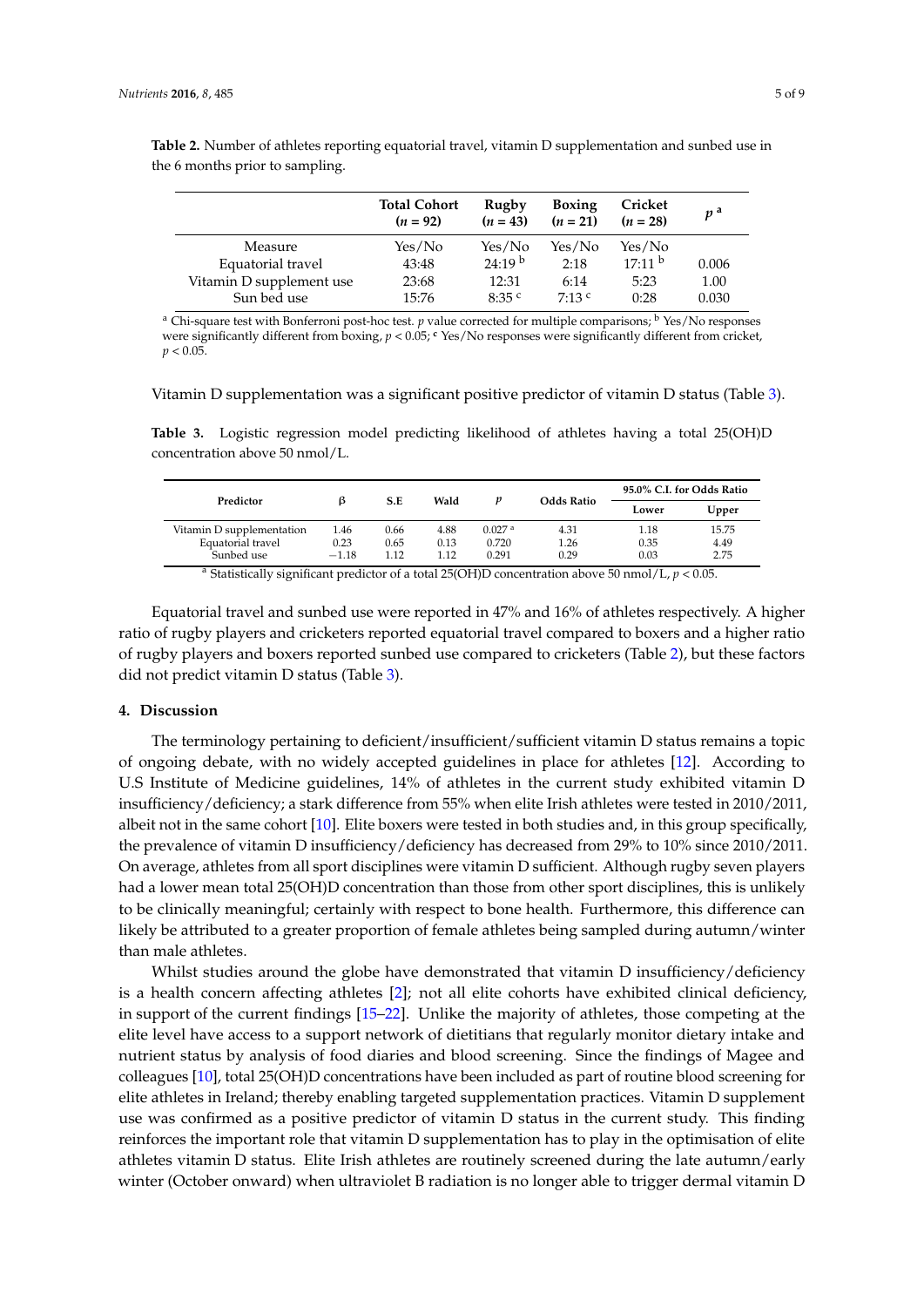**Table 2.** Number of athletes reporting equatorial travel, vitamin D supplementation and sunbed use in the 6 months prior to sampling.

| | Total Cohort ($n$ = 92) | Rugby ($n$ = 43) | Boxing ($n$ = 21) | Cricket ($n$ = 28) | $p$ [a] |
|---|---|---|---|---|---|
| Measure | Yes/No | Yes/No | Yes/No | Yes/No | |
| Equatorial travel | 43:48 | 24:19 [b] | 2:18 | 17:11 [b] | 0.006 |
| Vitamin D supplement use | 23:68 | 12:31 | 6:14 | 5:23 | 1.00 |
| Sun bed use | 15:76 | 8:35 [c] | 7:13 [c] | 0:28 | 0.030 |

[a] Chi-square test with Bonferroni post-hoc test. $p$ value corrected for multiple comparisons; [b] Yes/No responses were significantly different from boxing, $p < 0.05$; [c] Yes/No responses were significantly different from cricket, $p < 0.05$.

Vitamin D supplementation was a significant positive predictor of vitamin D status (Table 3).

**Table 3.** Logistic regression model predicting likelihood of athletes having a total 25(OH)D concentration above 50 nmol/L.

| Predictor | β | S.E | Wald | $p$ | Odds Ratio | 95.0% C.I. for Odds Ratio | |
|---|---|---|---|---|---|---|---|
| | | | | | | Lower | Upper |
| Vitamin D supplementation | 1.46 | 0.66 | 4.88 | 0.027 [a] | 4.31 | 1.18 | 15.75 |
| Equatorial travel | 0.23 | 0.65 | 0.13 | 0.720 | 1.26 | 0.35 | 4.49 |
| Sunbed use | −1.18 | 1.12 | 1.12 | 0.291 | 0.29 | 0.03 | 2.75 |

[a] Statistically significant predictor of a total 25(OH)D concentration above 50 nmol/L, $p < 0.05$.

Equatorial travel and sunbed use were reported in 47% and 16% of athletes respectively. A higher ratio of rugby players and cricketers reported equatorial travel compared to boxers and a higher ratio of rugby players and boxers reported sunbed use compared to cricketers (Table 2), but these factors did not predict vitamin D status (Table 3).

## 4. Discussion

The terminology pertaining to deficient/insufficient/sufficient vitamin D status remains a topic of ongoing debate, with no widely accepted guidelines in place for athletes [12]. According to U.S Institute of Medicine guidelines, 14% of athletes in the current study exhibited vitamin D insufficiency/deficiency; a stark difference from 55% when elite Irish athletes were tested in 2010/2011, albeit not in the same cohort [10]. Elite boxers were tested in both studies and, in this group specifically, the prevalence of vitamin D insufficiency/deficiency has decreased from 29% to 10% since 2010/2011. On average, athletes from all sport disciplines were vitamin D sufficient. Although rugby seven players had a lower mean total 25(OH)D concentration than those from other sport disciplines, this is unlikely to be clinically meaningful; certainly with respect to bone health. Furthermore, this difference can likely be attributed to a greater proportion of female athletes being sampled during autumn/winter than male athletes.

Whilst studies around the globe have demonstrated that vitamin D insufficiency/deficiency is a health concern affecting athletes [2]; not all elite cohorts have exhibited clinical deficiency, in support of the current findings [15–22]. Unlike the majority of athletes, those competing at the elite level have access to a support network of dietitians that regularly monitor dietary intake and nutrient status by analysis of food diaries and blood screening. Since the findings of Magee and colleagues [10], total 25(OH)D concentrations have been included as part of routine blood screening for elite athletes in Ireland; thereby enabling targeted supplementation practices. Vitamin D supplement use was confirmed as a positive predictor of vitamin D status in the current study. This finding reinforces the important role that vitamin D supplementation has to play in the optimisation of elite athletes vitamin D status. Elite Irish athletes are routinely screened during the late autumn/early winter (October onward) when ultraviolet B radiation is no longer able to trigger dermal vitamin D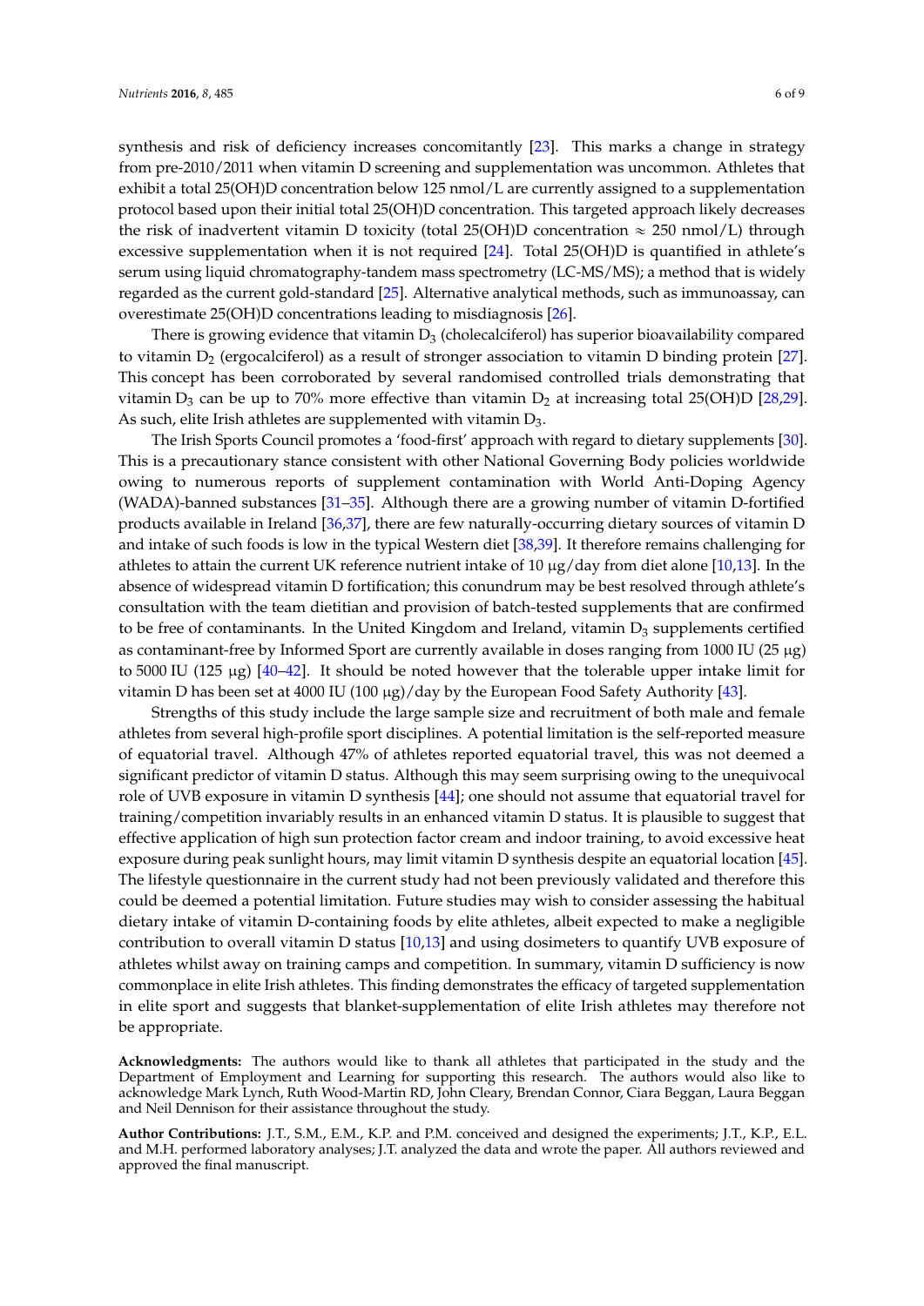synthesis and risk of deficiency increases concomitantly [23]. This marks a change in strategy from pre-2010/2011 when vitamin D screening and supplementation was uncommon. Athletes that exhibit a total 25(OH)D concentration below 125 nmol/L are currently assigned to a supplementation protocol based upon their initial total 25(OH)D concentration. This targeted approach likely decreases the risk of inadvertent vitamin D toxicity (total 25(OH)D concentration $\approx$ 250 nmol/L) through excessive supplementation when it is not required [24]. Total 25(OH)D is quantified in athlete's serum using liquid chromatography-tandem mass spectrometry (LC-MS/MS); a method that is widely regarded as the current gold-standard [25]. Alternative analytical methods, such as immunoassay, can overestimate 25(OH)D concentrations leading to misdiagnosis [26].

There is growing evidence that vitamin $D_3$ (cholecalciferol) has superior bioavailability compared to vitamin $D_2$ (ergocalciferol) as a result of stronger association to vitamin D binding protein [27]. This concept has been corroborated by several randomised controlled trials demonstrating that vitamin $D_3$ can be up to 70% more effective than vitamin $D_2$ at increasing total 25(OH)D [28,29]. As such, elite Irish athletes are supplemented with vitamin $D_3$.

The Irish Sports Council promotes a 'food-first' approach with regard to dietary supplements [30]. This is a precautionary stance consistent with other National Governing Body policies worldwide owing to numerous reports of supplement contamination with World Anti-Doping Agency (WADA)-banned substances [31–35]. Although there are a growing number of vitamin D-fortified products available in Ireland [36,37], there are few naturally-occurring dietary sources of vitamin D and intake of such foods is low in the typical Western diet [38,39]. It therefore remains challenging for athletes to attain the current UK reference nutrient intake of 10 μg/day from diet alone [10,13]. In the absence of widespread vitamin D fortification; this conundrum may be best resolved through athlete's consultation with the team dietitian and provision of batch-tested supplements that are confirmed to be free of contaminants. In the United Kingdom and Ireland, vitamin $D_3$ supplements certified as contaminant-free by Informed Sport are currently available in doses ranging from 1000 IU (25 μg) to 5000 IU (125 μg) [40–42]. It should be noted however that the tolerable upper intake limit for vitamin D has been set at 4000 IU (100 μg)/day by the European Food Safety Authority [43].

Strengths of this study include the large sample size and recruitment of both male and female athletes from several high-profile sport disciplines. A potential limitation is the self-reported measure of equatorial travel. Although 47% of athletes reported equatorial travel, this was not deemed a significant predictor of vitamin D status. Although this may seem surprising owing to the unequivocal role of UVB exposure in vitamin D synthesis [44]; one should not assume that equatorial travel for training/competition invariably results in an enhanced vitamin D status. It is plausible to suggest that effective application of high sun protection factor cream and indoor training, to avoid excessive heat exposure during peak sunlight hours, may limit vitamin D synthesis despite an equatorial location [45]. The lifestyle questionnaire in the current study had not been previously validated and therefore this could be deemed a potential limitation. Future studies may wish to consider assessing the habitual dietary intake of vitamin D-containing foods by elite athletes, albeit expected to make a negligible contribution to overall vitamin D status [10,13] and using dosimeters to quantify UVB exposure of athletes whilst away on training camps and competition. In summary, vitamin D sufficiency is now commonplace in elite Irish athletes. This finding demonstrates the efficacy of targeted supplementation in elite sport and suggests that blanket-supplementation of elite Irish athletes may therefore not be appropriate.

**Acknowledgments:** The authors would like to thank all athletes that participated in the study and the Department of Employment and Learning for supporting this research. The authors would also like to acknowledge Mark Lynch, Ruth Wood-Martin RD, John Cleary, Brendan Connor, Ciara Beggan, Laura Beggan and Neil Dennison for their assistance throughout the study.

**Author Contributions:** J.T., S.M., E.M., K.P. and P.M. conceived and designed the experiments; J.T., K.P., E.L. and M.H. performed laboratory analyses; J.T. analyzed the data and wrote the paper. All authors reviewed and approved the final manuscript.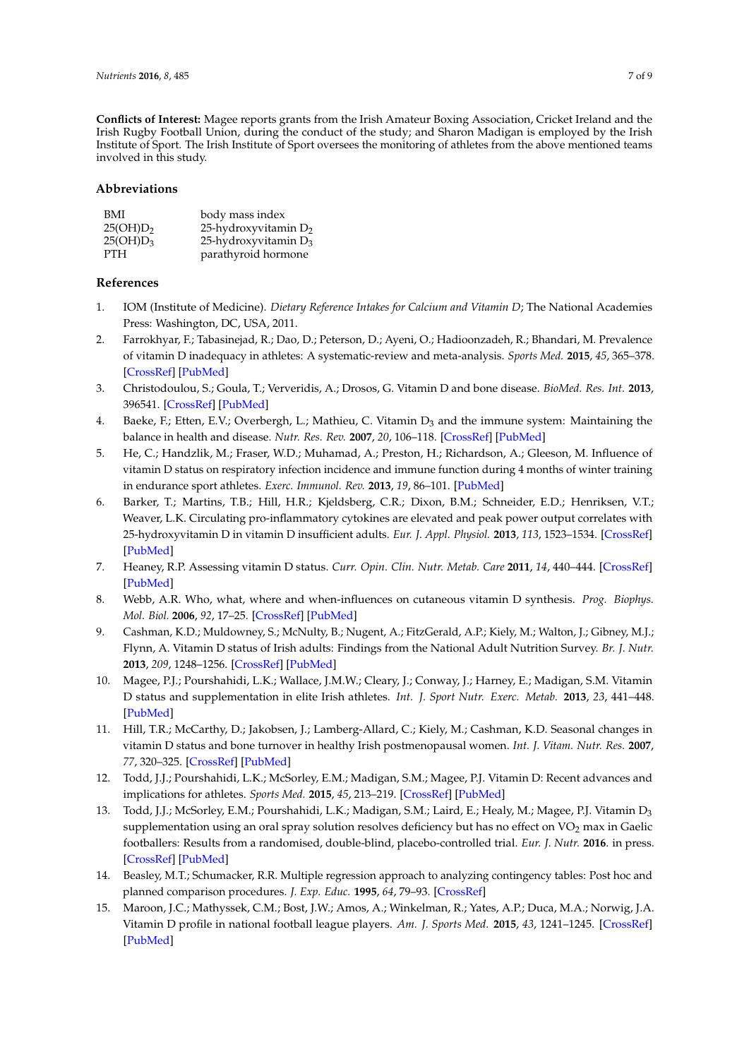**Conflicts of Interest:** Magee reports grants from the Irish Amateur Boxing Association, Cricket Ireland and the Irish Rugby Football Union, during the conduct of the study; and Sharon Madigan is employed by the Irish Institute of Sport. The Irish Institute of Sport oversees the monitoring of athletes from the above mentioned teams involved in this study.

## Abbreviations

| | |
|---|---|
| BMI | body mass index |
| $25(OH)D_2$ | 25-hydroxyvitamin $D_2$ |
| $25(OH)D_3$ | 25-hydroxyvitamin $D_3$ |
| PTH | parathyroid hormone |

## References

1. IOM (Institute of Medicine). *Dietary Reference Intakes for Calcium and Vitamin D*; The National Academies Press: Washington, DC, USA, 2011.
2. Farrokhyar, F.; Tabasinejad, R.; Dao, D.; Peterson, D.; Ayeni, O.; Hadioonzadeh, R.; Bhandari, M. Prevalence of vitamin D inadequacy in athletes: A systematic-review and meta-analysis. *Sports Med.* **2015**, *45*, 365–378. [CrossRef] [PubMed]
3. Christodoulou, S.; Goula, T.; Ververidis, A.; Drosos, G. Vitamin D and bone disease. *BioMed. Res. Int.* **2013**, 396541. [CrossRef] [PubMed]
4. Baeke, F.; Etten, E.V.; Overbergh, L.; Mathieu, C. Vitamin $D_3$ and the immune system: Maintaining the balance in health and disease. *Nutr. Res. Rev.* **2007**, *20*, 106–118. [CrossRef] [PubMed]
5. He, C.; Handzlik, M.; Fraser, W.D.; Muhamad, A.; Preston, H.; Richardson, A.; Gleeson, M. Influence of vitamin D status on respiratory infection incidence and immune function during 4 months of winter training in endurance sport athletes. *Exerc. Immunol. Rev.* **2013**, *19*, 86–101. [PubMed]
6. Barker, T.; Martins, T.B.; Hill, H.R.; Kjeldsberg, C.R.; Dixon, B.M.; Schneider, E.D.; Henriksen, V.T.; Weaver, L.K. Circulating pro-inflammatory cytokines are elevated and peak power output correlates with 25-hydroxyvitamin D in vitamin D insufficient adults. *Eur. J. Appl. Physiol.* **2013**, *113*, 1523–1534. [CrossRef] [PubMed]
7. Heaney, R.P. Assessing vitamin D status. *Curr. Opin. Clin. Nutr. Metab. Care* **2011**, *14*, 440–444. [CrossRef] [PubMed]
8. Webb, A.R. Who, what, where and when-influences on cutaneous vitamin D synthesis. *Prog. Biophys. Mol. Biol.* **2006**, *92*, 17–25. [CrossRef] [PubMed]
9. Cashman, K.D.; Muldowney, S.; McNulty, B.; Nugent, A.; FitzGerald, A.P.; Kiely, M.; Walton, J.; Gibney, M.J.; Flynn, A. Vitamin D status of Irish adults: Findings from the National Adult Nutrition Survey. *Br. J. Nutr.* **2013**, *209*, 1248–1256. [CrossRef] [PubMed]
10. Magee, P.J.; Pourshahidi, L.K.; Wallace, J.M.W.; Cleary, J.; Conway, J.; Harney, E.; Madigan, S.M. Vitamin D status and supplementation in elite Irish athletes. *Int. J. Sport Nutr. Exerc. Metab.* **2013**, *23*, 441–448. [PubMed]
11. Hill, T.R.; McCarthy, D.; Jakobsen, J.; Lamberg-Allard, C.; Kiely, M.; Cashman, K.D. Seasonal changes in vitamin D status and bone turnover in healthy Irish postmenopausal women. *Int. J. Vitam. Nutr. Res.* **2007**, *77*, 320–325. [CrossRef] [PubMed]
12. Todd, J.J.; Pourshahidi, L.K.; McSorley, E.M.; Madigan, S.M.; Magee, P.J. Vitamin D: Recent advances and implications for athletes. *Sports Med.* **2015**, *45*, 213–219. [CrossRef] [PubMed]
13. Todd, J.J.; McSorley, E.M.; Pourshahidi, L.K.; Madigan, S.M.; Laird, E.; Healy, M.; Magee, P.J. Vitamin $D_3$ supplementation using an oral spray solution resolves deficiency but has no effect on $VO_2$ max in Gaelic footballers: Results from a randomised, double-blind, placebo-controlled trial. *Eur. J. Nutr.* **2016**. in press. [CrossRef] [PubMed]
14. Beasley, M.T.; Schumacker, R.R. Multiple regression approach to analyzing contingency tables: Post hoc and planned comparison procedures. *J. Exp. Educ.* **1995**, *64*, 79–93. [CrossRef]
15. Maroon, J.C.; Mathyssek, C.M.; Bost, J.W.; Amos, A.; Winkelman, R.; Yates, A.P.; Duca, M.A.; Norwig, J.A. Vitamin D profile in national football league players. *Am. J. Sports Med.* **2015**, *43*, 1241–1245. [CrossRef] [PubMed]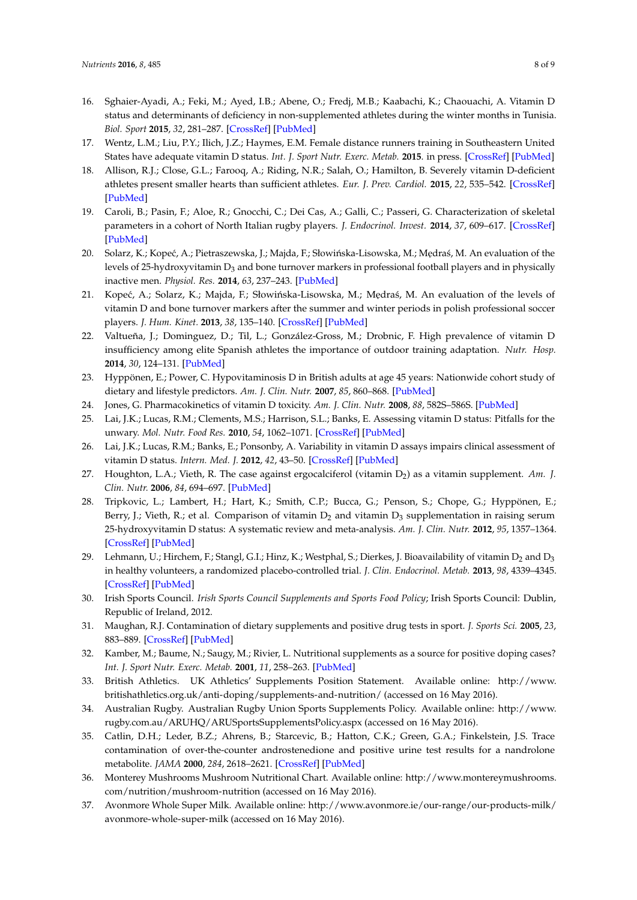16. Sghaier-Ayadi, A.; Feki, M.; Ayed, I.B.; Abene, O.; Fredj, M.B.; Kaabachi, K.; Chaouachi, A. Vitamin D status and determinants of deficiency in non-supplemented athletes during the winter months in Tunisia. *Biol. Sport* **2015**, *32*, 281–287. [CrossRef] [PubMed]
17. Wentz, L.M.; Liu, P.Y.; Ilich, J.Z.; Haymes, E.M. Female distance runners training in Southeastern United States have adequate vitamin D status. *Int. J. Sport Nutr. Exerc. Metab.* **2015**. in press. [CrossRef] [PubMed]
18. Allison, R.J.; Close, G.L.; Farooq, A.; Riding, N.R.; Salah, O.; Hamilton, B. Severely vitamin D-deficient athletes present smaller hearts than sufficient athletes. *Eur. J. Prev. Cardiol.* **2015**, *22*, 535–542. [CrossRef] [PubMed]
19. Caroli, B.; Pasin, F.; Aloe, R.; Gnocchi, C.; Dei Cas, A.; Galli, C.; Passeri, G. Characterization of skeletal parameters in a cohort of North Italian rugby players. *J. Endocrinol. Invest.* **2014**, *37*, 609–617. [CrossRef] [PubMed]
20. Solarz, K.; Kopeć, A.; Pietraszewska, J.; Majda, F.; Słowińska-Lisowska, M.; Mędraś, M. An evaluation of the levels of 25-hydroxyvitamin $D_3$ and bone turnover markers in professional football players and in physically inactive men. *Physiol. Res.* **2014**, *63*, 237–243. [PubMed]
21. Kopeć, A.; Solarz, K.; Majda, F.; Słowińska-Lisowska, M.; Mędraś, M. An evaluation of the levels of vitamin D and bone turnover markers after the summer and winter periods in polish professional soccer players. *J. Hum. Kinet.* **2013**, *38*, 135–140. [CrossRef] [PubMed]
22. Valtueña, J.; Dominguez, D.; Til, L.; González-Gross, M.; Drobnic, F. High prevalence of vitamin D insufficiency among elite Spanish athletes the importance of outdoor training adaptation. *Nutr. Hosp.* **2014**, *30*, 124–131. [PubMed]
23. Hyppönen, E.; Power, C. Hypovitaminosis D in British adults at age 45 years: Nationwide cohort study of dietary and lifestyle predictors. *Am. J. Clin. Nutr.* **2007**, *85*, 860–868. [PubMed]
24. Jones, G. Pharmacokinetics of vitamin D toxicity. *Am. J. Clin. Nutr.* **2008**, *88*, 582S–586S. [PubMed]
25. Lai, J.K.; Lucas, R.M.; Clements, M.S.; Harrison, S.L.; Banks, E. Assessing vitamin D status: Pitfalls for the unwary. *Mol. Nutr. Food Res.* **2010**, *54*, 1062–1071. [CrossRef] [PubMed]
26. Lai, J.K.; Lucas, R.M.; Banks, E.; Ponsonby, A. Variability in vitamin D assays impairs clinical assessment of vitamin D status. *Intern. Med. J.* **2012**, *42*, 43–50. [CrossRef] [PubMed]
27. Houghton, L.A.; Vieth, R. The case against ergocalciferol (vitamin $D_2$) as a vitamin supplement. *Am. J. Clin. Nutr.* **2006**, *84*, 694–697. [PubMed]
28. Tripkovic, L.; Lambert, H.; Hart, K.; Smith, C.P.; Bucca, G.; Penson, S.; Chope, G.; Hyppönen, E.; Berry, J.; Vieth, R.; et al. Comparison of vitamin $D_2$ and vitamin $D_3$ supplementation in raising serum 25-hydroxyvitamin D status: A systematic review and meta-analysis. *Am. J. Clin. Nutr.* **2012**, *95*, 1357–1364. [CrossRef] [PubMed]
29. Lehmann, U.; Hirchem, F.; Stangl, G.I.; Hinz, K.; Westphal, S.; Dierkes, J. Bioavailability of vitamin $D_2$ and $D_3$ in healthy volunteers, a randomized placebo-controlled trial. *J. Clin. Endocrinol. Metab.* **2013**, *98*, 4339–4345. [CrossRef] [PubMed]
30. Irish Sports Council. *Irish Sports Council Supplements and Sports Food Policy*; Irish Sports Council: Dublin, Republic of Ireland, 2012.
31. Maughan, R.J. Contamination of dietary supplements and positive drug tests in sport. *J. Sports Sci.* **2005**, *23*, 883–889. [CrossRef] [PubMed]
32. Kamber, M.; Baume, N.; Saugy, M.; Rivier, L. Nutritional supplements as a source for positive doping cases? *Int. J. Sport Nutr. Exerc. Metab.* **2001**, *11*, 258–263. [PubMed]
33. British Athletics. UK Athletics' Supplements Position Statement. Available online: http://www.britishathletics.org.uk/anti-doping/supplements-and-nutrition/ (accessed on 16 May 2016).
34. Australian Rugby. Australian Rugby Union Sports Supplements Policy. Available online: http://www.rugby.com.au/ARUHQ/ARUSportsSupplementsPolicy.aspx (accessed on 16 May 2016).
35. Catlin, D.H.; Leder, B.Z.; Ahrens, B.; Starcevic, B.; Hatton, C.K.; Green, G.A.; Finkelstein, J.S. Trace contamination of over-the-counter androstenedione and positive urine test results for a nandrolone metabolite. *JAMA* **2000**, *284*, 2618–2621. [CrossRef] [PubMed]
36. Monterey Mushrooms Mushroom Nutritional Chart. Available online: http://www.montereymushrooms.com/nutrition/mushroom-nutrition (accessed on 16 May 2016).
37. Avonmore Whole Super Milk. Available online: http://www.avonmore.ie/our-range/our-products-milk/avonmore-whole-super-milk (accessed on 16 May 2016).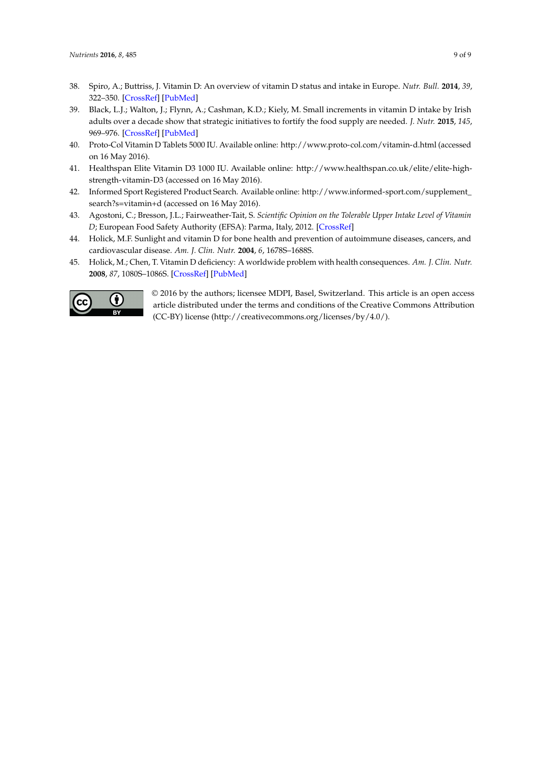38. Spiro, A.; Buttriss, J. Vitamin D: An overview of vitamin D status and intake in Europe. *Nutr. Bull.* **2014**, *39*, 322–350. [CrossRef] [PubMed]
39. Black, L.J.; Walton, J.; Flynn, A.; Cashman, K.D.; Kiely, M. Small increments in vitamin D intake by Irish adults over a decade show that strategic initiatives to fortify the food supply are needed. *J. Nutr.* **2015**, *145*, 969–976. [CrossRef] [PubMed]
40. Proto-Col Vitamin D Tablets 5000 IU. Available online: http://www.proto-col.com/vitamin-d.html (accessed on 16 May 2016).
41. Healthspan Elite Vitamin D3 1000 IU. Available online: http://www.healthspan.co.uk/elite/elite-high-strength-vitamin-D3 (accessed on 16 May 2016).
42. Informed Sport Registered Product Search. Available online: http://www.informed-sport.com/supplement_search?s=vitamin+d (accessed on 16 May 2016).
43. Agostoni, C.; Bresson, J.L.; Fairweather-Tait, S. *Scientific Opinion on the Tolerable Upper Intake Level of Vitamin D*; European Food Safety Authority (EFSA): Parma, Italy, 2012. [CrossRef]
44. Holick, M.F. Sunlight and vitamin D for bone health and prevention of autoimmune diseases, cancers, and cardiovascular disease. *Am. J. Clin. Nutr.* **2004**, *6*, 1678S–1688S.
45. Holick, M.; Chen, T. Vitamin D deficiency: A worldwide problem with health consequences. *Am. J. Clin. Nutr.* **2008**, *87*, 1080S–1086S. [CrossRef] [PubMed]

© 2016 by the authors; licensee MDPI, Basel, Switzerland. This article is an open access article distributed under the terms and conditions of the Creative Commons Attribution (CC-BY) license (http://creativecommons.org/licenses/by/4.0/).